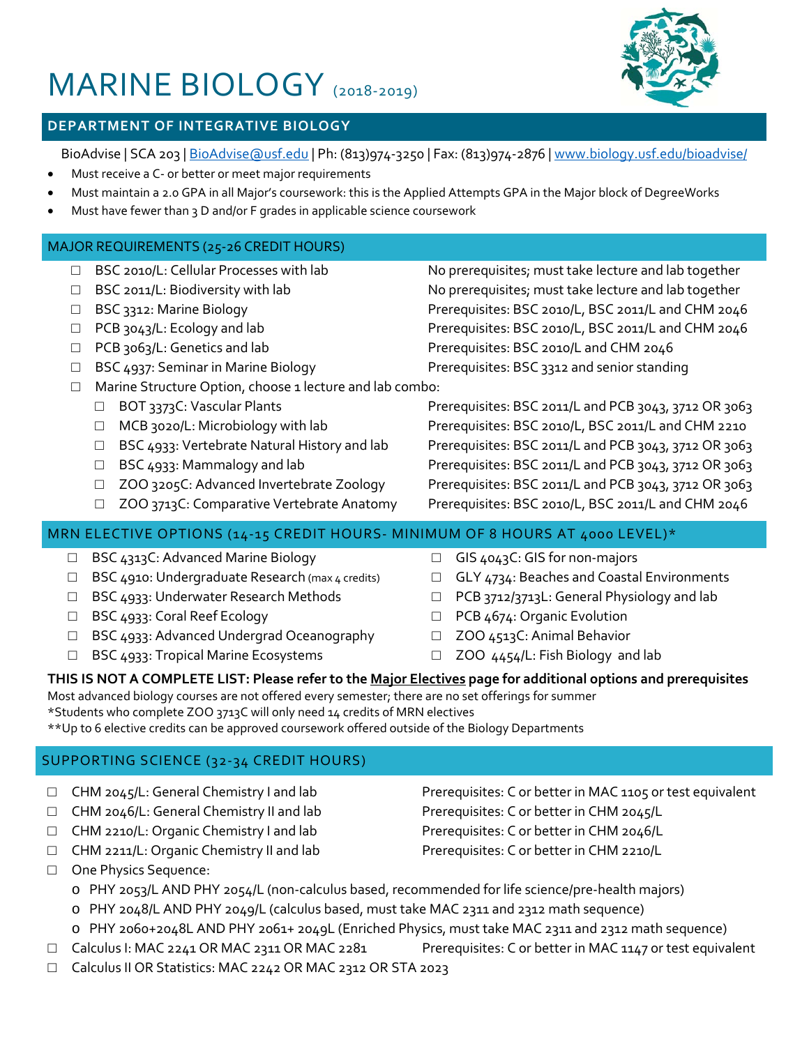# MARINE BIOLOGY (2018-2019)

## DEPARTMENT OF INTEGRATIVE BIOLOGY

BioAdvise | SCA 203 | BioAdvise@usf.edu | Ph: (813)974-3250 | Fax: (813)974-2876 | www.biology.usf.edu/bioadvise/

- Must receive a C- or better or meet major requirements
- Must maintain a 2.0 GPA in all Major's coursework: this is the Applied Attempts GPA in the Major block of DegreeWorks
- Must have fewer than 3 D and/or F grades in applicable science coursework

## MAJOR REQUIREMENTS (25-26 CREDIT HOURS)

- ☐ BSC 2010/L: Cellular Processes with lab — No prerequisites; must take lecture and lab together
- ☐ BSC 2011/L: Biodiversity with lab — No prerequisites; must take lecture and lab together
- ☐ BSC 3312: Marine Biology — Prerequisites: BSC 2010/L, BSC 2011/L and CHM 2046
- ☐ PCB 3043/L: Ecology and lab — Prerequisites: BSC 2010/L, BSC 2011/L and CHM 2046
- ☐ PCB 3063/L: Genetics and lab — Prerequisites: BSC 2010/L and CHM 2046
- ☐ BSC 4937: Seminar in Marine Biology — Prerequisites: BSC 3312 and senior standing
- ☐ Marine Structure Option, choose 1 lecture and lab combo:
  - ☐ BOT 3373C: Vascular Plants — Prerequisites: BSC 2011/L and PCB 3043, 3712 OR 3063
  - ☐ MCB 3020/L: Microbiology with lab — Prerequisites: BSC 2010/L, BSC 2011/L and CHM 2210
  - ☐ BSC 4933: Vertebrate Natural History and lab — Prerequisites: BSC 2011/L and PCB 3043, 3712 OR 3063
  - ☐ BSC 4933: Mammalogy and lab — Prerequisites: BSC 2011/L and PCB 3043, 3712 OR 3063
  - ☐ ZOO 3205C: Advanced Invertebrate Zoology — Prerequisites: BSC 2011/L and PCB 3043, 3712 OR 3063
  - ☐ ZOO 3713C: Comparative Vertebrate Anatomy — Prerequisites: BSC 2010/L, BSC 2011/L and CHM 2046

## MRN ELECTIVE OPTIONS (14-15 CREDIT HOURS- MINIMUM OF 8 HOURS AT 4000 LEVEL)*

- ☐ BSC 4313C: Advanced Marine Biology
- ☐ BSC 4910: Undergraduate Research (max 4 credits)
- ☐ BSC 4933: Underwater Research Methods
- ☐ BSC 4933: Coral Reef Ecology
- ☐ BSC 4933: Advanced Undergrad Oceanography
- ☐ BSC 4933: Tropical Marine Ecosystems
- ☐ GIS 4043C: GIS for non-majors
- ☐ GLY 4734: Beaches and Coastal Environments
- ☐ PCB 3712/3713L: General Physiology and lab
- ☐ PCB 4674: Organic Evolution
- ☐ ZOO 4513C: Animal Behavior
- ☐ ZOO 4454/L: Fish Biology and lab

**THIS IS NOT A COMPLETE LIST: Please refer to the Major Electives page for additional options and prerequisites**

Most advanced biology courses are not offered every semester; there are no set offerings for summer

*Students who complete ZOO 3713C will only need 14 credits of MRN electives

**Up to 6 elective credits can be approved coursework offered outside of the Biology Departments

## SUPPORTING SCIENCE (32-34 CREDIT HOURS)

- ☐ CHM 2045/L: General Chemistry I and lab — Prerequisites: C or better in MAC 1105 or test equivalent
- ☐ CHM 2046/L: General Chemistry II and lab — Prerequisites: C or better in CHM 2045/L
- ☐ CHM 2210/L: Organic Chemistry I and lab — Prerequisites: C or better in CHM 2046/L
- ☐ CHM 2211/L: Organic Chemistry II and lab — Prerequisites: C or better in CHM 2210/L
- ☐ One Physics Sequence:
  - PHY 2053/L AND PHY 2054/L (non-calculus based, recommended for life science/pre-health majors)
  - PHY 2048/L AND PHY 2049/L (calculus based, must take MAC 2311 and 2312 math sequence)
  - PHY 2060+2048L AND PHY 2061+ 2049L (Enriched Physics, must take MAC 2311 and 2312 math sequence)
- ☐ Calculus I: MAC 2241 OR MAC 2311 OR MAC 2281 — Prerequisites: C or better in MAC 1147 or test equivalent
- ☐ Calculus II OR Statistics: MAC 2242 OR MAC 2312 OR STA 2023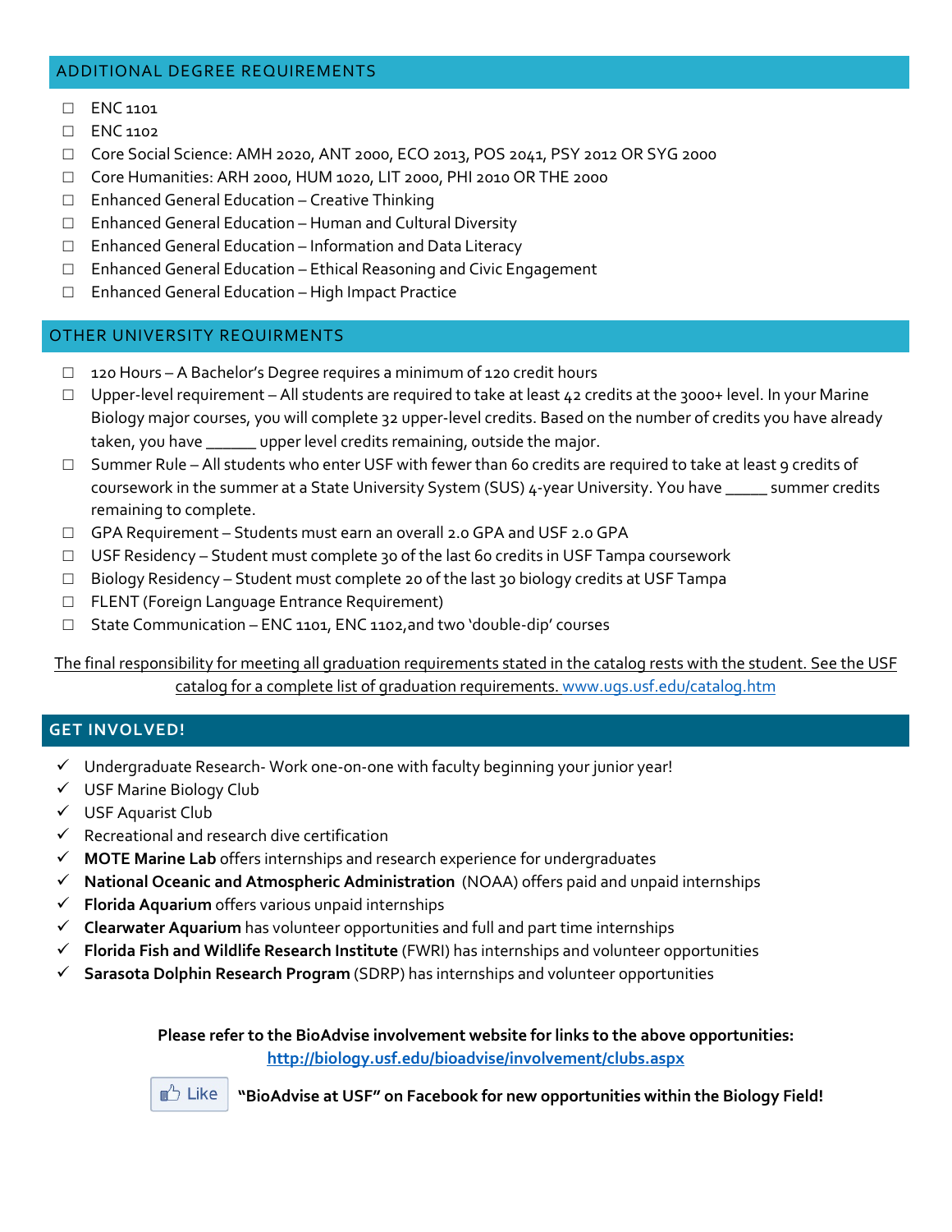## ADDITIONAL DEGREE REQUIREMENTS

- ☐ ENC 1101
- ☐ ENC 1102
- ☐ Core Social Science: AMH 2020, ANT 2000, ECO 2013, POS 2041, PSY 2012 OR SYG 2000
- ☐ Core Humanities: ARH 2000, HUM 1020, LIT 2000, PHI 2010 OR THE 2000
- ☐ Enhanced General Education – Creative Thinking
- ☐ Enhanced General Education – Human and Cultural Diversity
- ☐ Enhanced General Education – Information and Data Literacy
- ☐ Enhanced General Education – Ethical Reasoning and Civic Engagement
- ☐ Enhanced General Education – High Impact Practice

## OTHER UNIVERSITY REQUIRMENTS

- ☐ 120 Hours – A Bachelor's Degree requires a minimum of 120 credit hours
- ☐ Upper-level requirement – All students are required to take at least 42 credits at the 3000+ level. In your Marine Biology major courses, you will complete 32 upper-level credits. Based on the number of credits you have already taken, you have ______ upper level credits remaining, outside the major.
- ☐ Summer Rule – All students who enter USF with fewer than 60 credits are required to take at least 9 credits of coursework in the summer at a State University System (SUS) 4-year University. You have _____ summer credits remaining to complete.
- ☐ GPA Requirement – Students must earn an overall 2.0 GPA and USF 2.0 GPA
- ☐ USF Residency – Student must complete 30 of the last 60 credits in USF Tampa coursework
- ☐ Biology Residency – Student must complete 20 of the last 30 biology credits at USF Tampa
- ☐ FLENT (Foreign Language Entrance Requirement)
- ☐ State Communication – ENC 1101, ENC 1102,and two 'double-dip' courses

The final responsibility for meeting all graduation requirements stated in the catalog rests with the student. See the USF catalog for a complete list of graduation requirements. www.ugs.usf.edu/catalog.htm

## GET INVOLVED!

- ✓ Undergraduate Research- Work one-on-one with faculty beginning your junior year!
- ✓ USF Marine Biology Club
- ✓ USF Aquarist Club
- ✓ Recreational and research dive certification
- ✓ **MOTE Marine Lab** offers internships and research experience for undergraduates
- ✓ **National Oceanic and Atmospheric Administration** (NOAA) offers paid and unpaid internships
- ✓ **Florida Aquarium** offers various unpaid internships
- ✓ **Clearwater Aquarium** has volunteer opportunities and full and part time internships
- ✓ **Florida Fish and Wildlife Research Institute** (FWRI) has internships and volunteer opportunities
- ✓ **Sarasota Dolphin Research Program** (SDRP) has internships and volunteer opportunities

**Please refer to the BioAdvise involvement website for links to the above opportunities:**
**http://biology.usf.edu/bioadvise/involvement/clubs.aspx**

Like **"BioAdvise at USF" on Facebook for new opportunities within the Biology Field!**